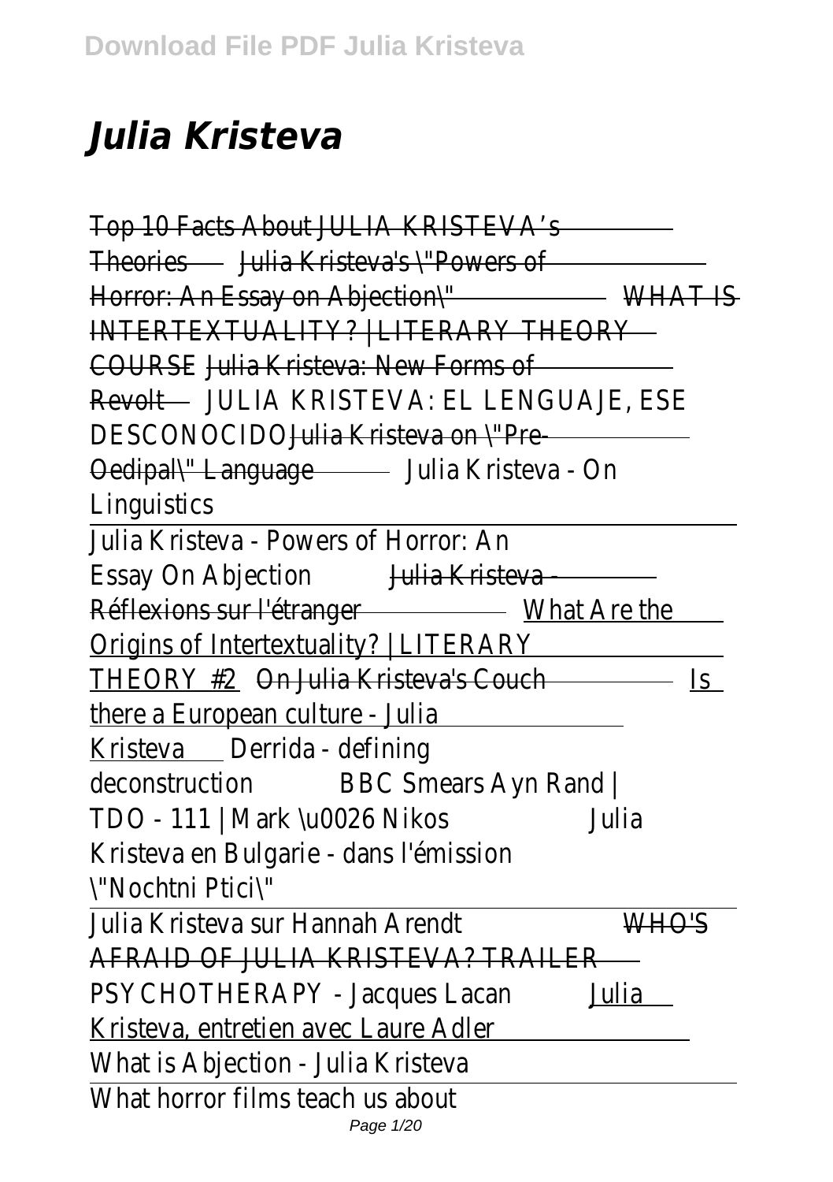# *Julia Kristeva*

Top 10 Facts About JULIA KRISTEVA's Theories Julia Kristeva's "Powers of Horror: An Essay on Abjection" WHAT IS INTERTEXTUALITY? | LITERARY THEORY COURSE Julia Kristeva: New Forms of Revolt JULIA KRISTEVA: EL LENGUAJE, ESE DESCONOCIDO Julia Kristeva on "Pre-Oedipal" Language Julia Kristeva - On Linguistics

Julia Kristeva - Powers of Horror: An Essay On Abjection Julia Kristeva - Réflexions sur l'étranger What Are the Origins of Intertextuality? | LITERARY THEORY #2 On Julia Kristeva's Couch Is there a European culture - Julia Kristeva Derrida - defining deconstruction BBC Smears Ayn Rand | TDO - 111 | Mark \u0026 Nikos Julia Kristeva en Bulgarie - dans l'émission "Nochtni Ptici"

Julia Kristeva sur Hannah Arendt WHO'S AFRAID OF JULIA KRISTEVA? TRAILER PSYCHOTHERAPY - Jacques Lacan Julia Kristeva, entretien avec Laure Adler

What is Abjection - Julia Kristeva

What horror films teach us about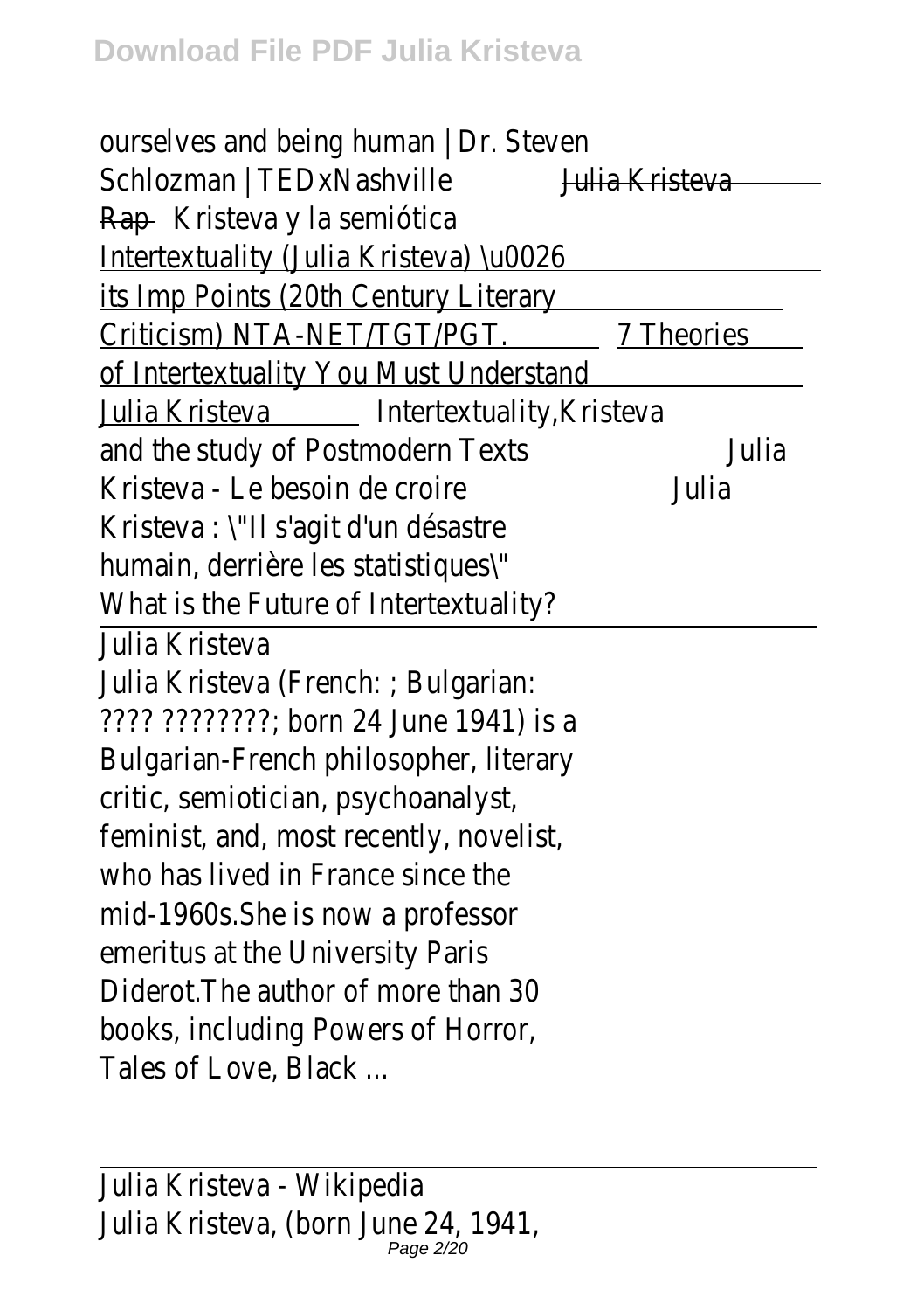ourselves and being human | Dr. Steven Schlozman | TEDxNashville ~~Julia Kristeva Rap~~ Kristeva y la semiótica Intertextuality (Julia Kristeva) \u0026 its Imp Points (20th Century Literary Criticism) NTA-NET/TGT/PGT. 7 Theories of Intertextuality You Must Understand Julia Kristeva Intertextuality,Kristeva and the study of Postmodern Texts Julia Kristeva - Le besoin de croire Julia Kristeva : \"Il s'agit d'un désastre humain, derrière les statistiques\" What is the Future of Intertextuality?

Julia Kristeva

Julia Kristeva (French: ; Bulgarian: ???? ????????; born 24 June 1941) is a Bulgarian-French philosopher, literary critic, semiotician, psychoanalyst, feminist, and, most recently, novelist, who has lived in France since the mid-1960s.She is now a professor emeritus at the University Paris Diderot.The author of more than 30 books, including Powers of Horror, Tales of Love, Black ...

Julia Kristeva - Wikipedia

Julia Kristeva, (born June 24, 1941,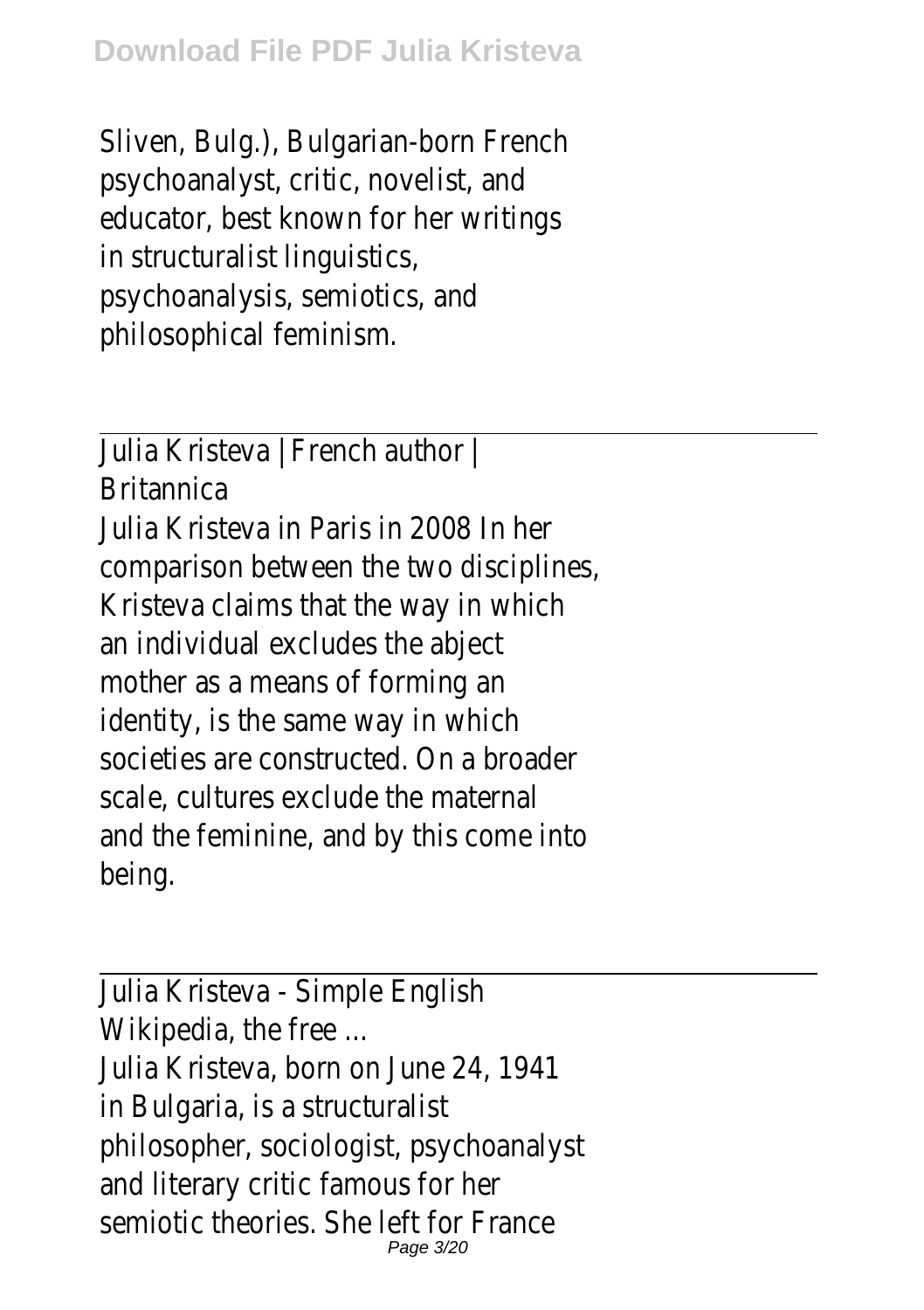Sliven, Bulg.), Bulgarian-born French psychoanalyst, critic, novelist, and educator, best known for her writings in structuralist linguistics, psychoanalysis, semiotics, and philosophical feminism.

---

Julia Kristeva | French author | Britannica

Julia Kristeva in Paris in 2008 In her comparison between the two disciplines, Kristeva claims that the way in which an individual excludes the abject mother as a means of forming an identity, is the same way in which societies are constructed. On a broader scale, cultures exclude the maternal and the feminine, and by this come into being.

---

Julia Kristeva - Simple English Wikipedia, the free ...

Julia Kristeva, born on June 24, 1941 in Bulgaria, is a structuralist philosopher, sociologist, psychoanalyst and literary critic famous for her semiotic theories. She left for France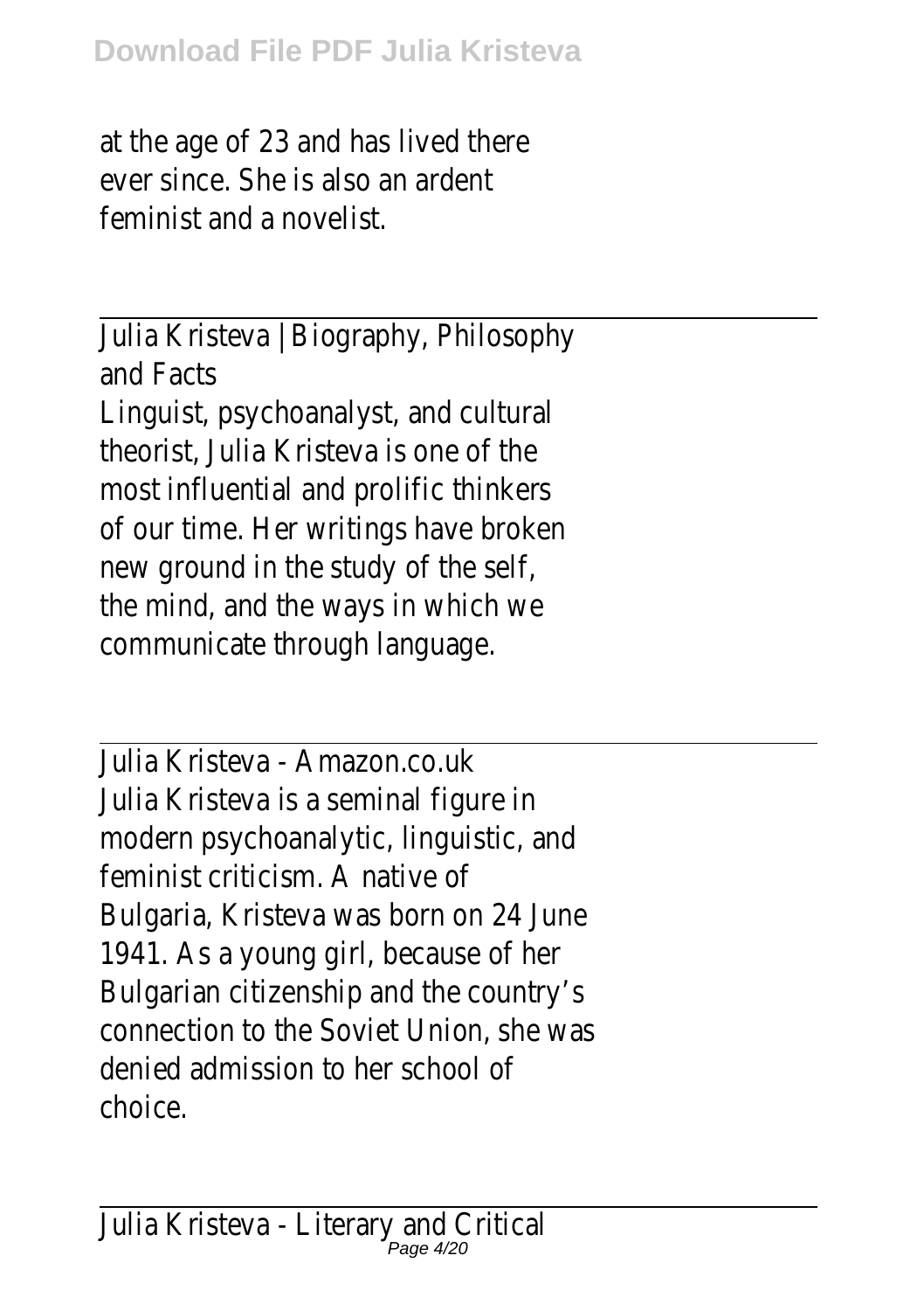at the age of 23 and has lived there ever since. She is also an ardent feminist and a novelist.

Julia Kristeva | Biography, Philosophy and Facts

Linguist, psychoanalyst, and cultural theorist, Julia Kristeva is one of the most influential and prolific thinkers of our time. Her writings have broken new ground in the study of the self, the mind, and the ways in which we communicate through language.

Julia Kristeva - Amazon.co.uk

Julia Kristeva is a seminal figure in modern psychoanalytic, linguistic, and feminist criticism. A native of Bulgaria, Kristeva was born on 24 June 1941. As a young girl, because of her Bulgarian citizenship and the country's connection to the Soviet Union, she was denied admission to her school of choice.

Julia Kristeva - Literary and Critical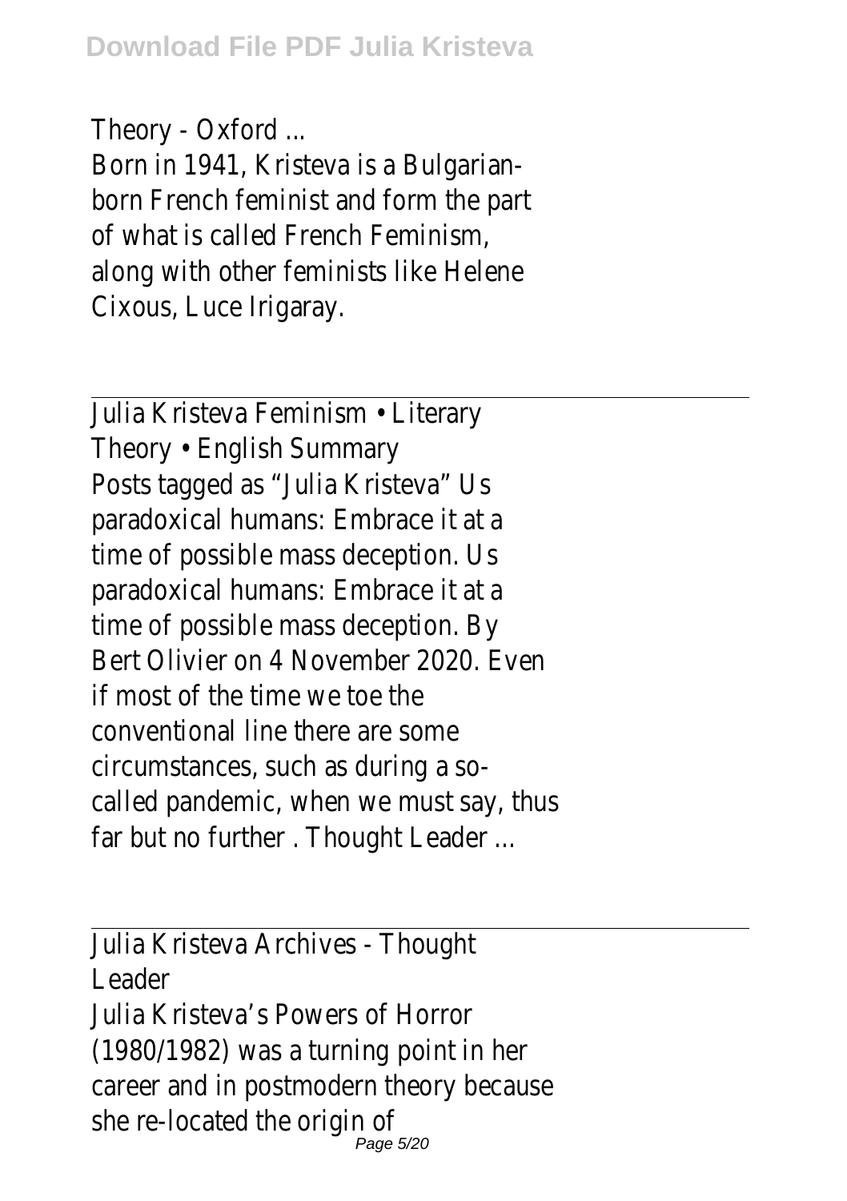Theory - Oxford ...

Born in 1941, Kristeva is a Bulgarian-born French feminist and form the part of what is called French Feminism, along with other feminists like Helene Cixous, Luce Irigaray.

---

Julia Kristeva Feminism • Literary Theory • English Summary

Posts tagged as "Julia Kristeva" Us paradoxical humans: Embrace it at a time of possible mass deception. Us paradoxical humans: Embrace it at a time of possible mass deception. By Bert Olivier on 4 November 2020. Even if most of the time we toe the conventional line there are some circumstances, such as during a so-called pandemic, when we must say, thus far but no further . Thought Leader ...

---

Julia Kristeva Archives - Thought Leader

Julia Kristeva's Powers of Horror (1980/1982) was a turning point in her career and in postmodern theory because she re-located the origin of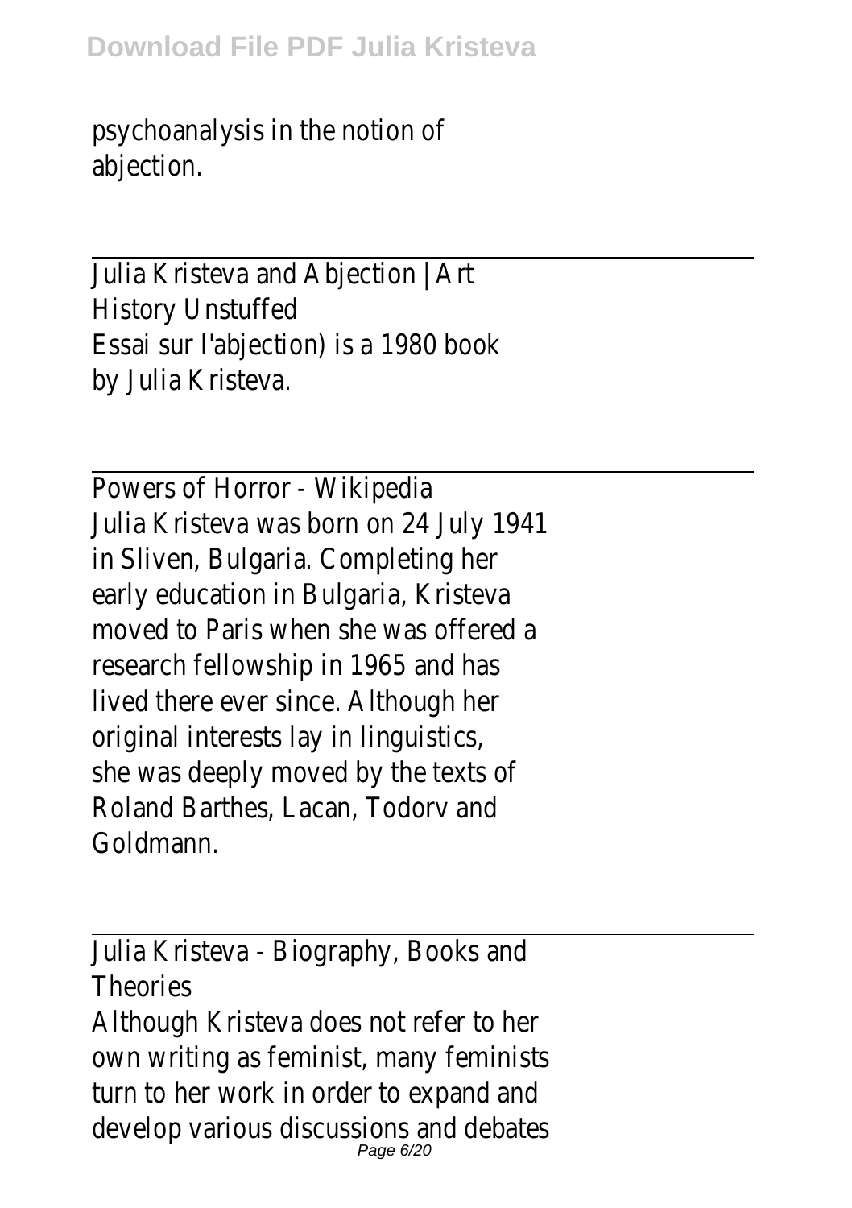psychoanalysis in the notion of abjection.

Julia Kristeva and Abjection | Art History Unstuffed
Essai sur l'abjection) is a 1980 book by Julia Kristeva.

Powers of Horror - Wikipedia
Julia Kristeva was born on 24 July 1941 in Sliven, Bulgaria. Completing her early education in Bulgaria, Kristeva moved to Paris when she was offered a research fellowship in 1965 and has lived there ever since. Although her original interests lay in linguistics, she was deeply moved by the texts of Roland Barthes, Lacan, Todorv and Goldmann.

Julia Kristeva - Biography, Books and Theories
Although Kristeva does not refer to her own writing as feminist, many feminists turn to her work in order to expand and develop various discussions and debates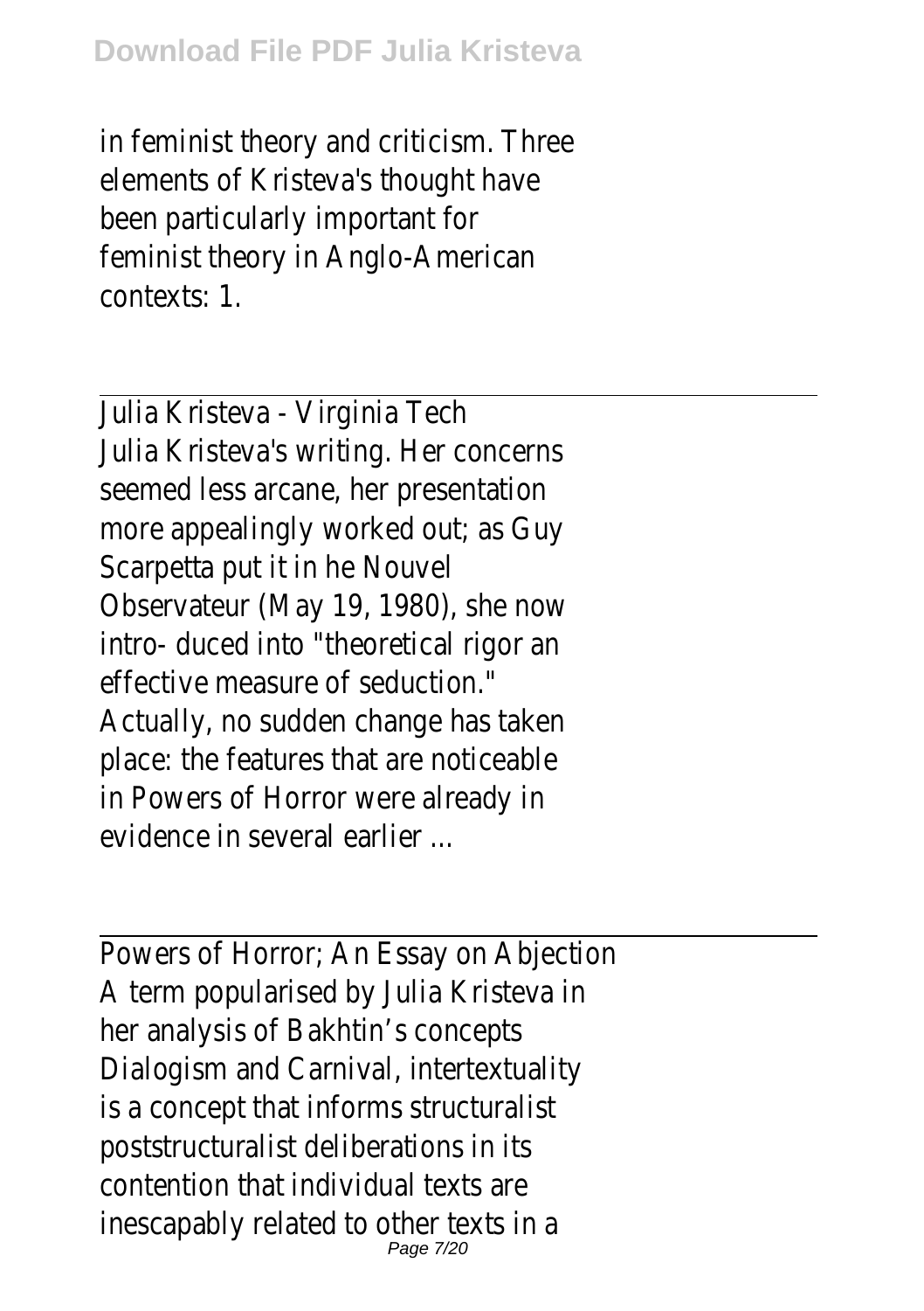in feminist theory and criticism. Three elements of Kristeva's thought have been particularly important for feminist theory in Anglo-American contexts: 1.

---

Julia Kristeva - Virginia Tech

Julia Kristeva's writing. Her concerns seemed less arcane, her presentation more appealingly worked out; as Guy Scarpetta put it in he Nouvel Observateur (May 19, 1980), she now intro- duced into "theoretical rigor an effective measure of seduction." Actually, no sudden change has taken place: the features that are noticeable in Powers of Horror were already in evidence in several earlier ...

---

Powers of Horror; An Essay on Abjection

A term popularised by Julia Kristeva in her analysis of Bakhtin's concepts Dialogism and Carnival, intertextuality is a concept that informs structuralist poststructuralist deliberations in its contention that individual texts are inescapably related to other texts in a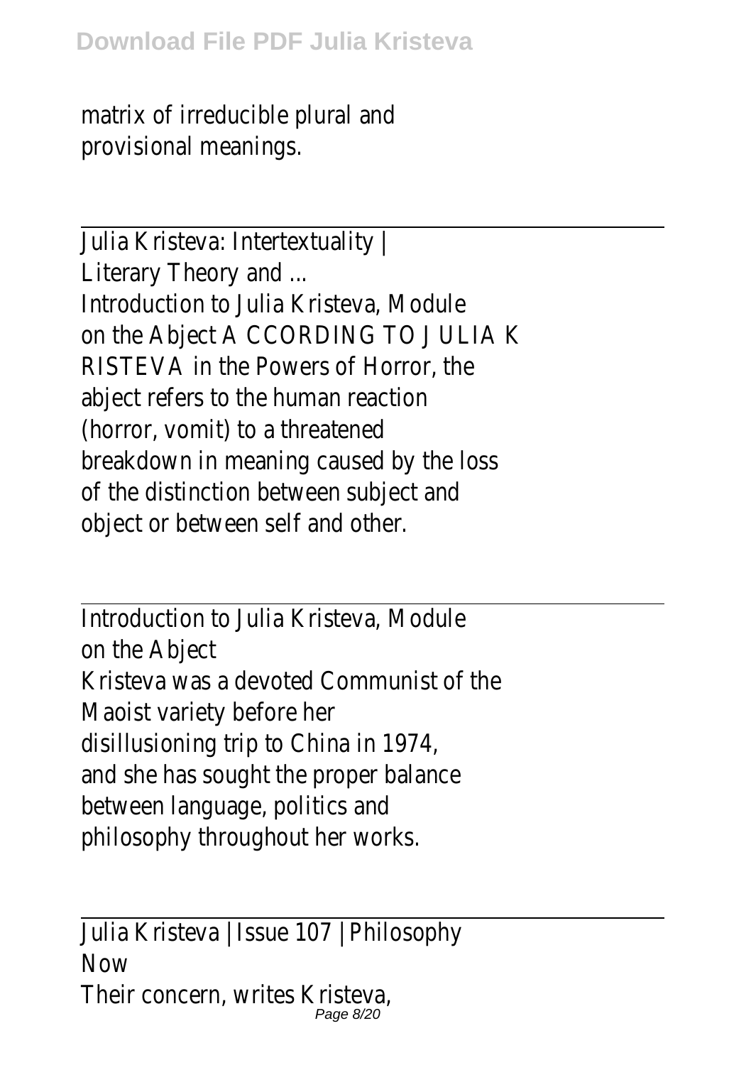matrix of irreducible plural and provisional meanings.

---

Julia Kristeva: Intertextuality | Literary Theory and ...

Introduction to Julia Kristeva, Module on the Abject A CCORDING TO J ULIA K RISTEVA in the Powers of Horror, the abject refers to the human reaction (horror, vomit) to a threatened breakdown in meaning caused by the loss of the distinction between subject and object or between self and other.

---

Introduction to Julia Kristeva, Module on the Abject

Kristeva was a devoted Communist of the Maoist variety before her disillusioning trip to China in 1974, and she has sought the proper balance between language, politics and philosophy throughout her works.

---

Julia Kristeva | Issue 107 | Philosophy Now

Their concern, writes Kristeva,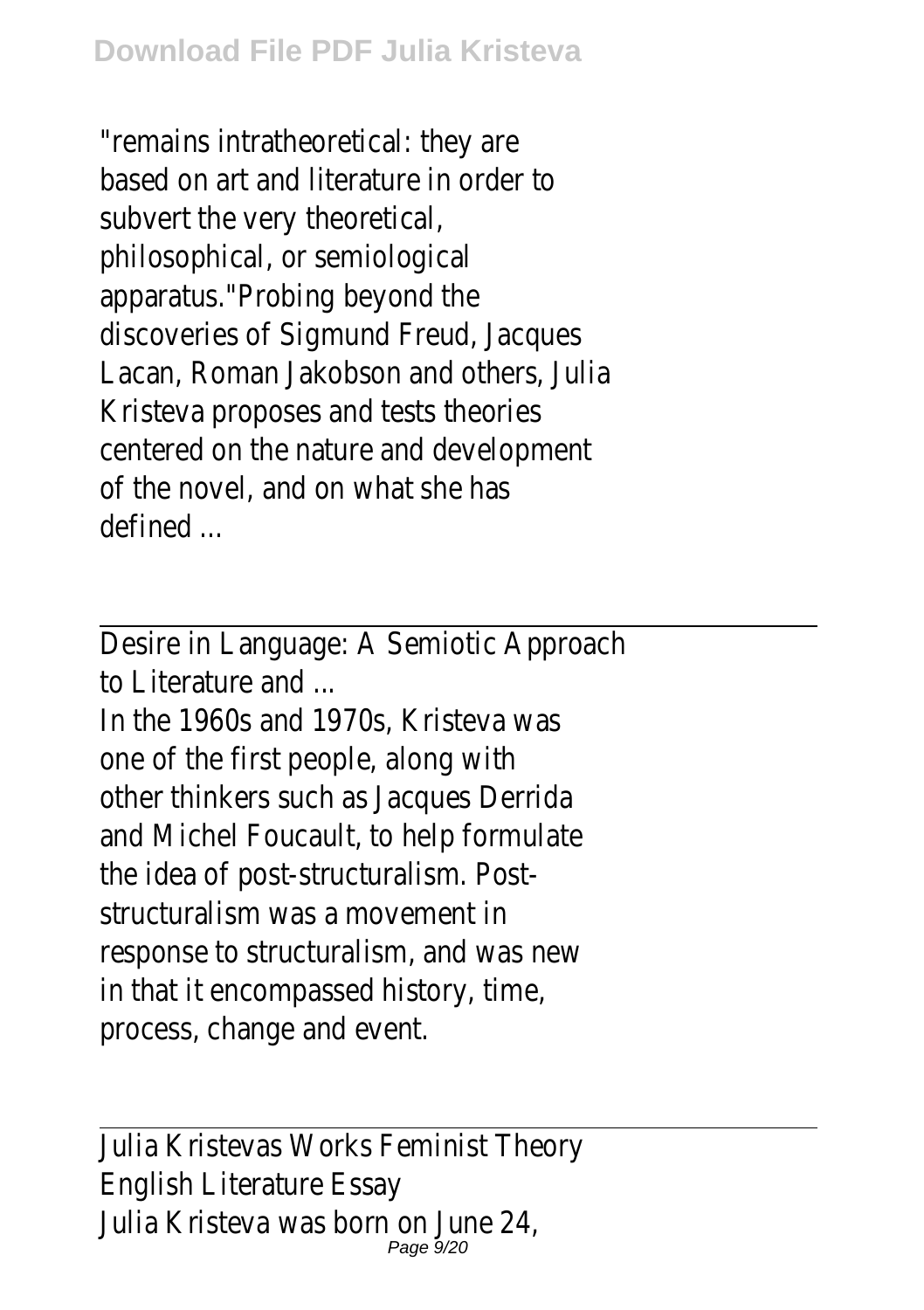"remains intratheoretical: they are based on art and literature in order to subvert the very theoretical, philosophical, or semiological apparatus."Probing beyond the discoveries of Sigmund Freud, Jacques Lacan, Roman Jakobson and others, Julia Kristeva proposes and tests theories centered on the nature and development of the novel, and on what she has defined ...

Desire in Language: A Semiotic Approach to Literature and ...

In the 1960s and 1970s, Kristeva was one of the first people, along with other thinkers such as Jacques Derrida and Michel Foucault, to help formulate the idea of post-structuralism. Post-structuralism was a movement in response to structuralism, and was new in that it encompassed history, time, process, change and event.

Julia Kristevas Works Feminist Theory English Literature Essay

Julia Kristeva was born on June 24,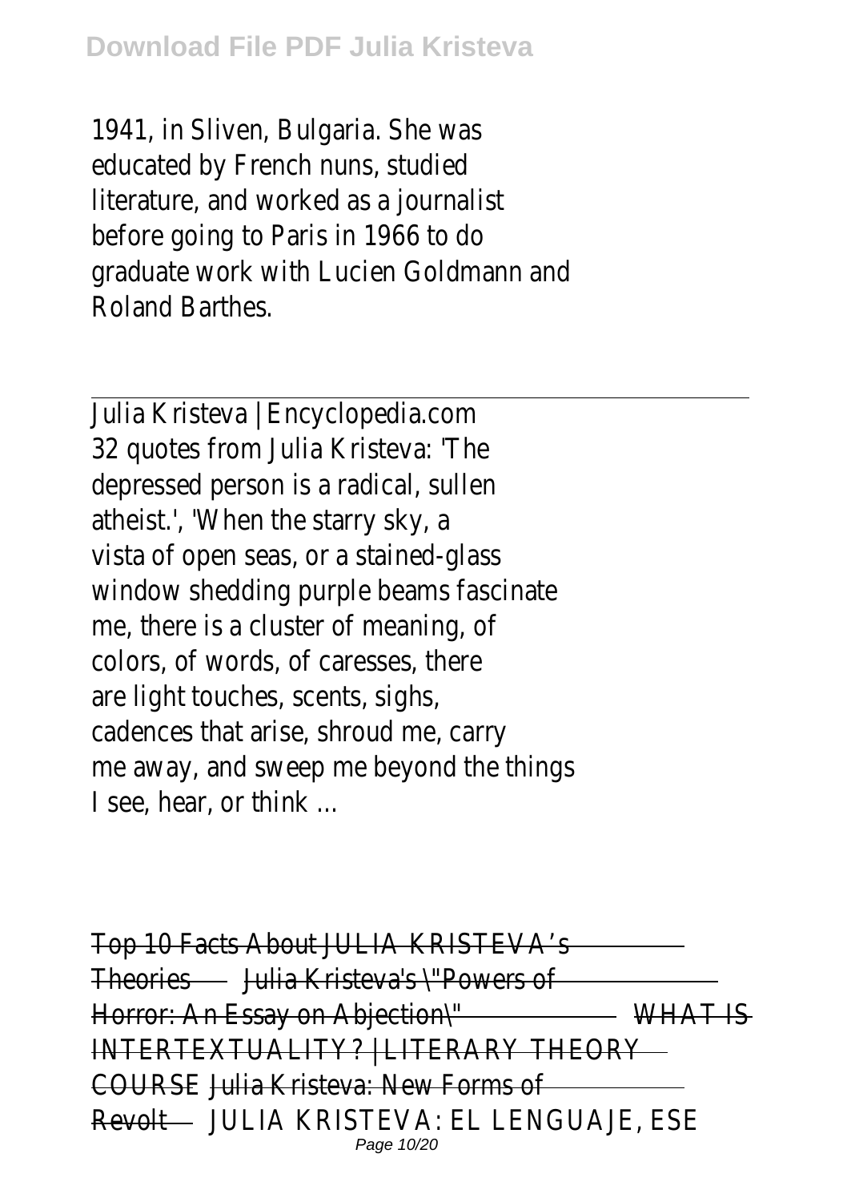1941, in Sliven, Bulgaria. She was educated by French nuns, studied literature, and worked as a journalist before going to Paris in 1966 to do graduate work with Lucien Goldmann and Roland Barthes.

---

Julia Kristeva | Encyclopedia.com
32 quotes from Julia Kristeva: 'The depressed person is a radical, sullen atheist.', 'When the starry sky, a vista of open seas, or a stained-glass window shedding purple beams fascinate me, there is a cluster of meaning, of colors, of words, of caresses, there are light touches, scents, sighs, cadences that arise, shroud me, carry me away, and sweep me beyond the things I see, hear, or think ...

Top 10 Facts About JULIA KRISTEVA's Theories Julia Kristeva's \"Powers of Horror: An Essay on Abjection\" WHAT IS INTERTEXTUALITY? | LITERARY THEORY COURSE Julia Kristeva: New Forms of Revolt JULIA KRISTEVA: EL LENGUAJE, ESE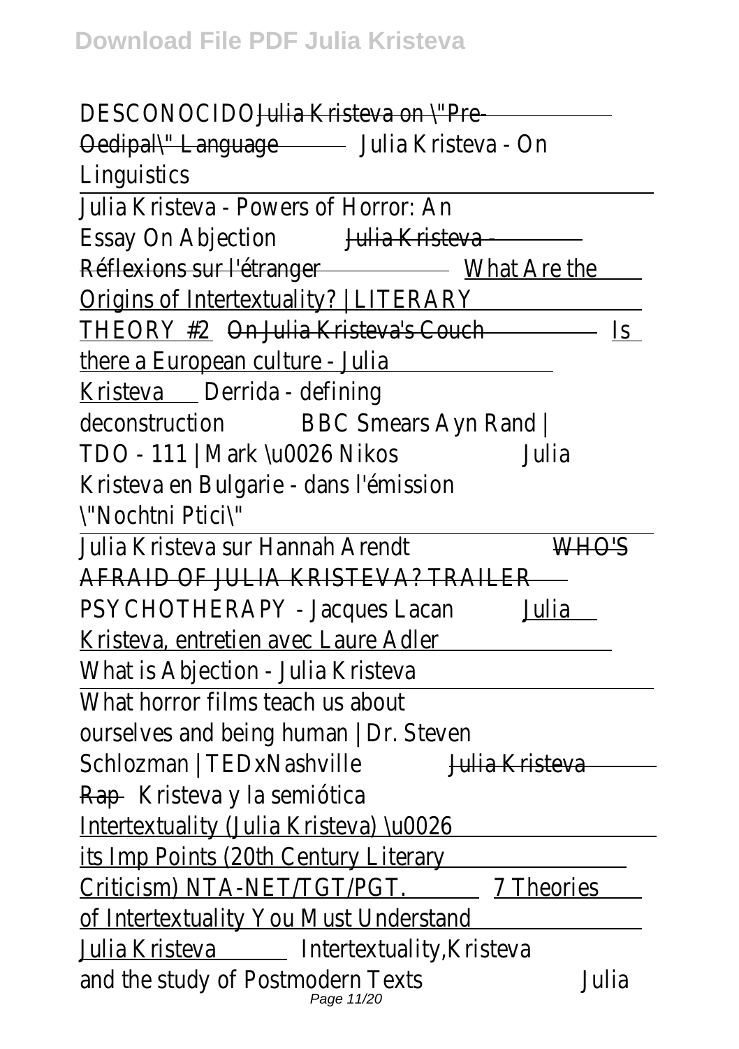DESCONOCIDO Julia Kristeva on \"Pre-Oedipal\" Language Julia Kristeva - On Linguistics

Julia Kristeva - Powers of Horror: An Essay On Abjection Julia Kristeva - Réflexions sur l'étranger What Are the Origins of Intertextuality? | LITERARY THEORY #2 On Julia Kristeva's Couch Is there a European culture - Julia Kristeva Derrida - defining deconstruction BBC Smears Ayn Rand | TDO - 111 | Mark \u0026 Nikos Julia Kristeva en Bulgarie - dans l'émission \"Nochtni Ptici\"

Julia Kristeva sur Hannah Arendt WHO'S AFRAID OF JULIA KRISTEVA? TRAILER PSYCHOTHERAPY - Jacques Lacan Julia Kristeva, entretien avec Laure Adler What is Abjection - Julia Kristeva

What horror films teach us about ourselves and being human | Dr. Steven Schlozman | TEDxNashville Julia Kristeva Rap Kristeva y la semiótica Intertextuality (Julia Kristeva) \u0026 its Imp Points (20th Century Literary Criticism) NTA-NET/TGT/PGT. 7 Theories of Intertextuality You Must Understand Julia Kristeva Intertextuality,Kristeva and the study of Postmodern Texts Julia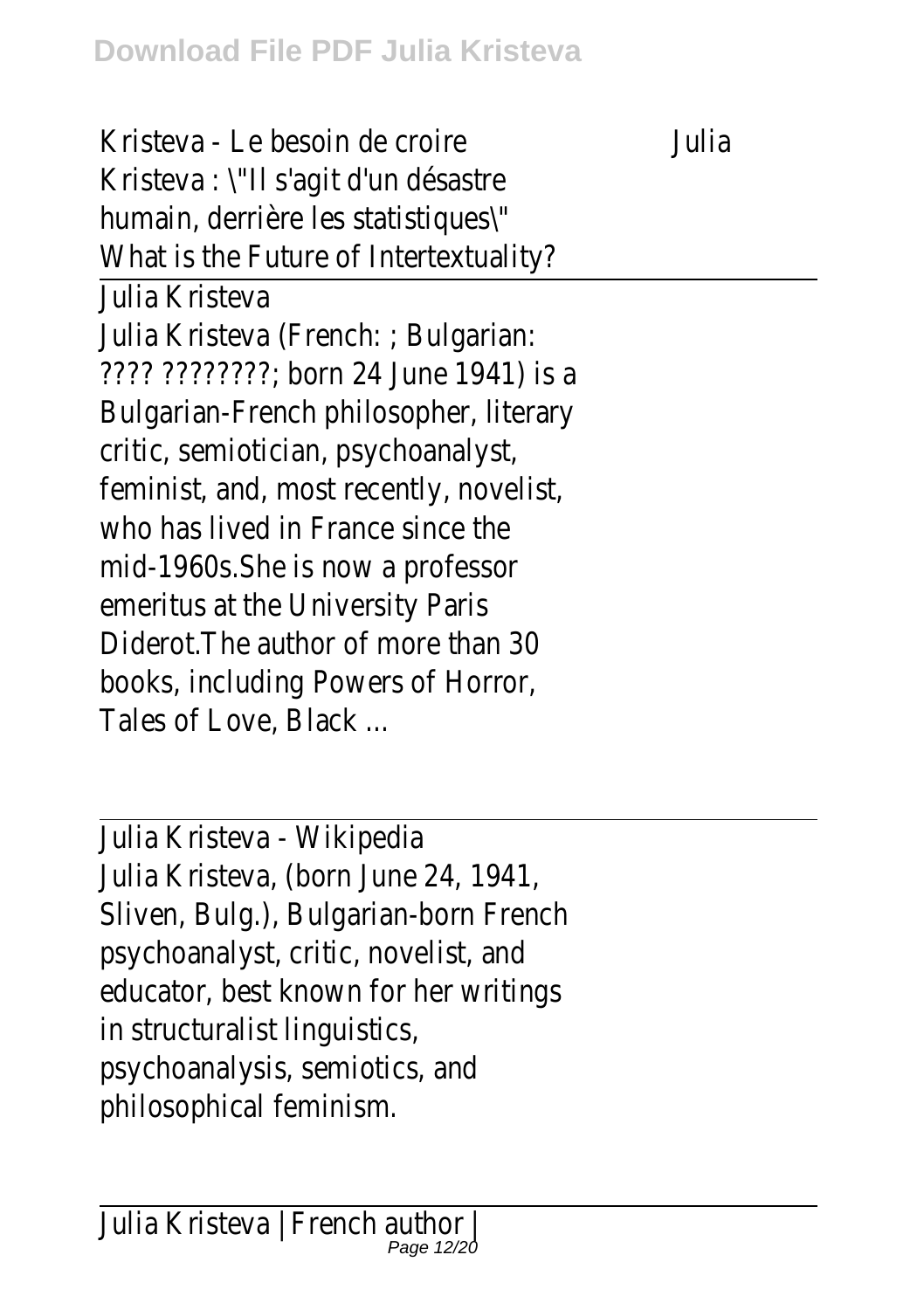Kristeva - Le besoin de croire Julia Kristeva : \"Il s'agit d'un désastre humain, derrière les statistiques\" What is the Future of Intertextuality?

Julia Kristeva

Julia Kristeva (French: ; Bulgarian: ???? ????????; born 24 June 1941) is a Bulgarian-French philosopher, literary critic, semiotician, psychoanalyst, feminist, and, most recently, novelist, who has lived in France since the mid-1960s.She is now a professor emeritus at the University Paris Diderot.The author of more than 30 books, including Powers of Horror, Tales of Love, Black ...

Julia Kristeva - Wikipedia

Julia Kristeva, (born June 24, 1941, Sliven, Bulg.), Bulgarian-born French psychoanalyst, critic, novelist, and educator, best known for her writings in structuralist linguistics, psychoanalysis, semiotics, and philosophical feminism.

Julia Kristeva | French author |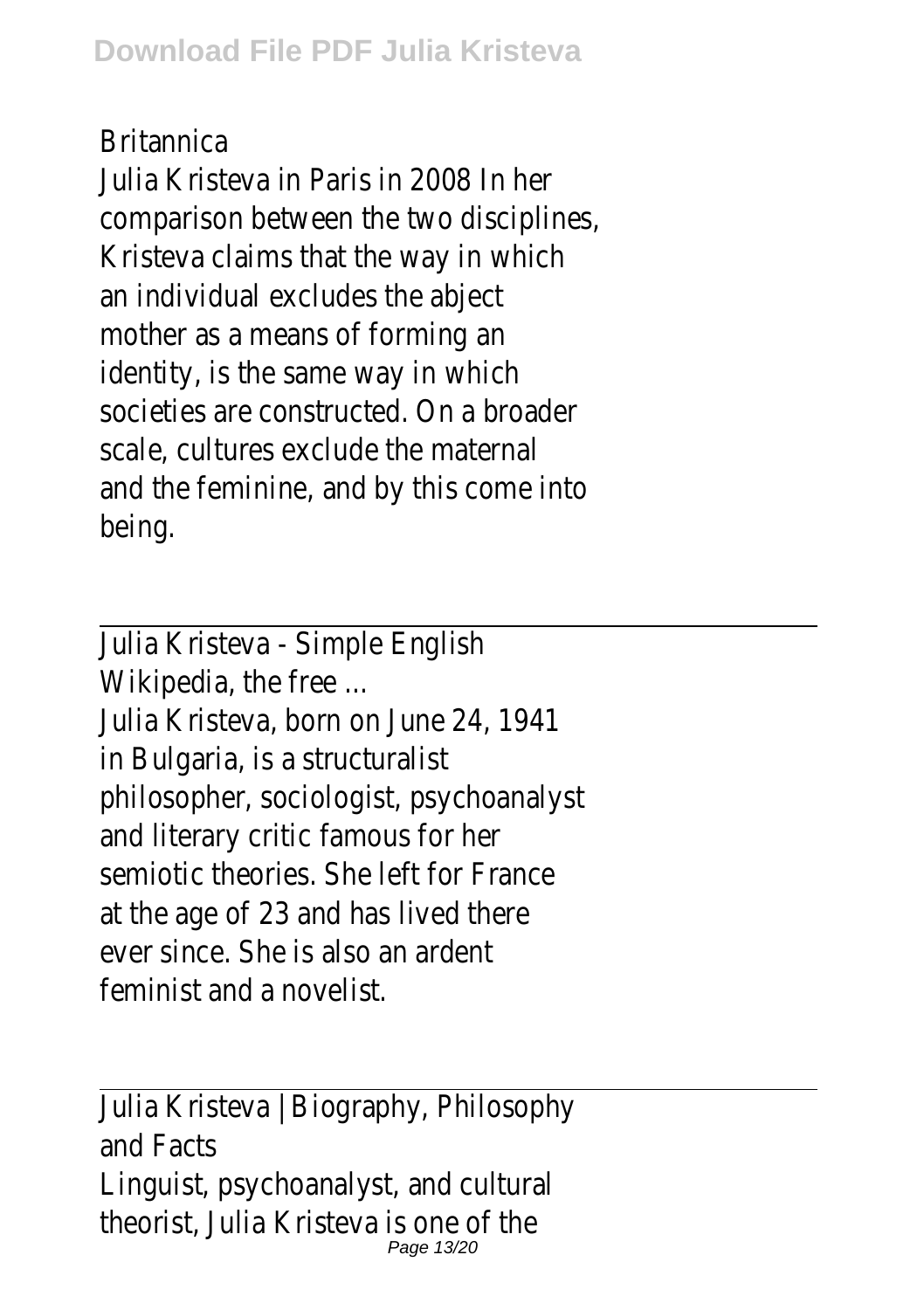Britannica

Julia Kristeva in Paris in 2008 In her comparison between the two disciplines, Kristeva claims that the way in which an individual excludes the abject mother as a means of forming an identity, is the same way in which societies are constructed. On a broader scale, cultures exclude the maternal and the feminine, and by this come into being.

---

Julia Kristeva - Simple English Wikipedia, the free ...

Julia Kristeva, born on June 24, 1941 in Bulgaria, is a structuralist philosopher, sociologist, psychoanalyst and literary critic famous for her semiotic theories. She left for France at the age of 23 and has lived there ever since. She is also an ardent feminist and a novelist.

---

Julia Kristeva | Biography, Philosophy and Facts

Linguist, psychoanalyst, and cultural theorist, Julia Kristeva is one of the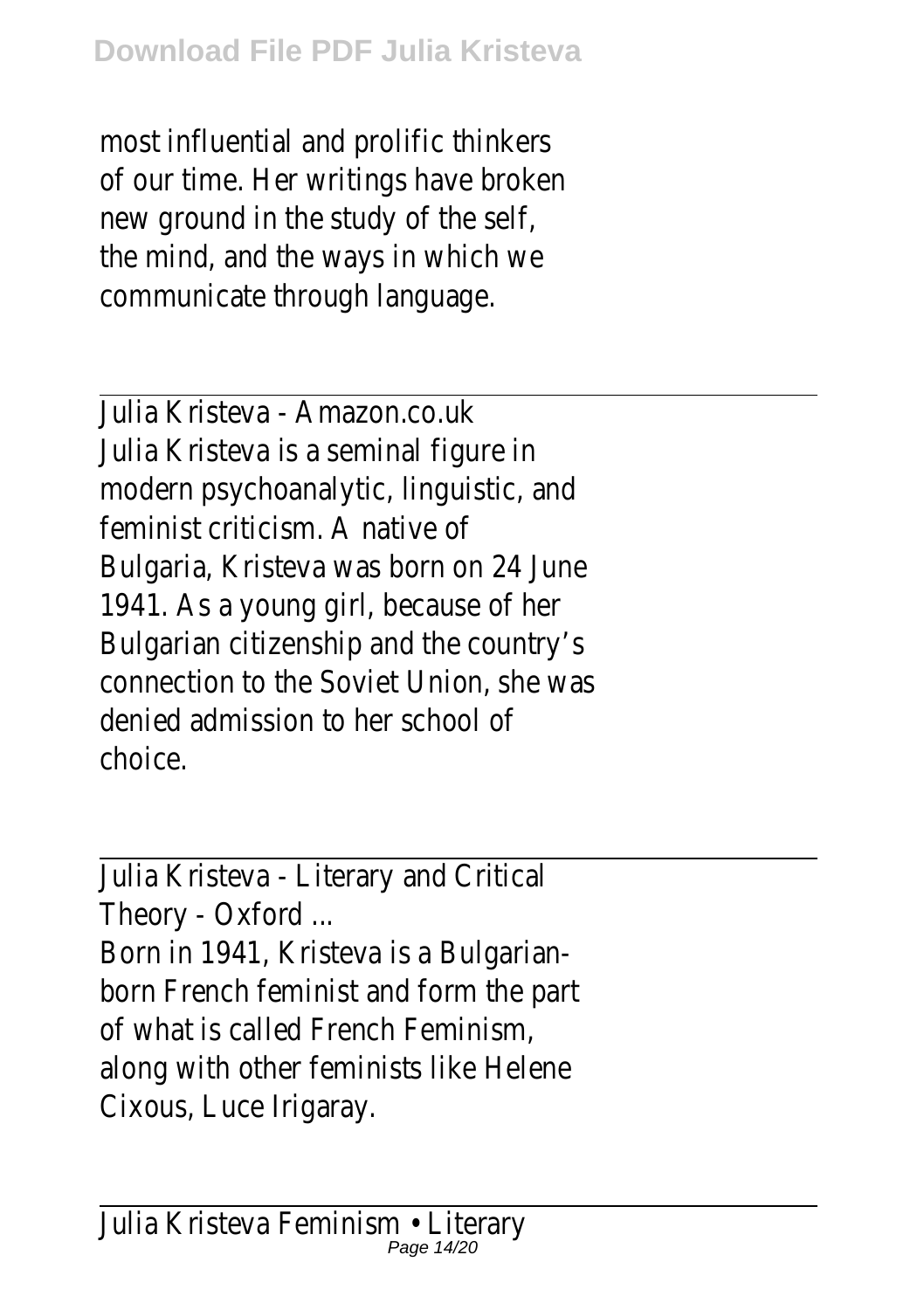most influential and prolific thinkers of our time. Her writings have broken new ground in the study of the self, the mind, and the ways in which we communicate through language.

---

Julia Kristeva - Amazon.co.uk

Julia Kristeva is a seminal figure in modern psychoanalytic, linguistic, and feminist criticism. A native of Bulgaria, Kristeva was born on 24 June 1941. As a young girl, because of her Bulgarian citizenship and the country's connection to the Soviet Union, she was denied admission to her school of choice.

---

Julia Kristeva - Literary and Critical Theory - Oxford ...

Born in 1941, Kristeva is a Bulgarian-born French feminist and form the part of what is called French Feminism, along with other feminists like Helene Cixous, Luce Irigaray.

---

Julia Kristeva Feminism • Literary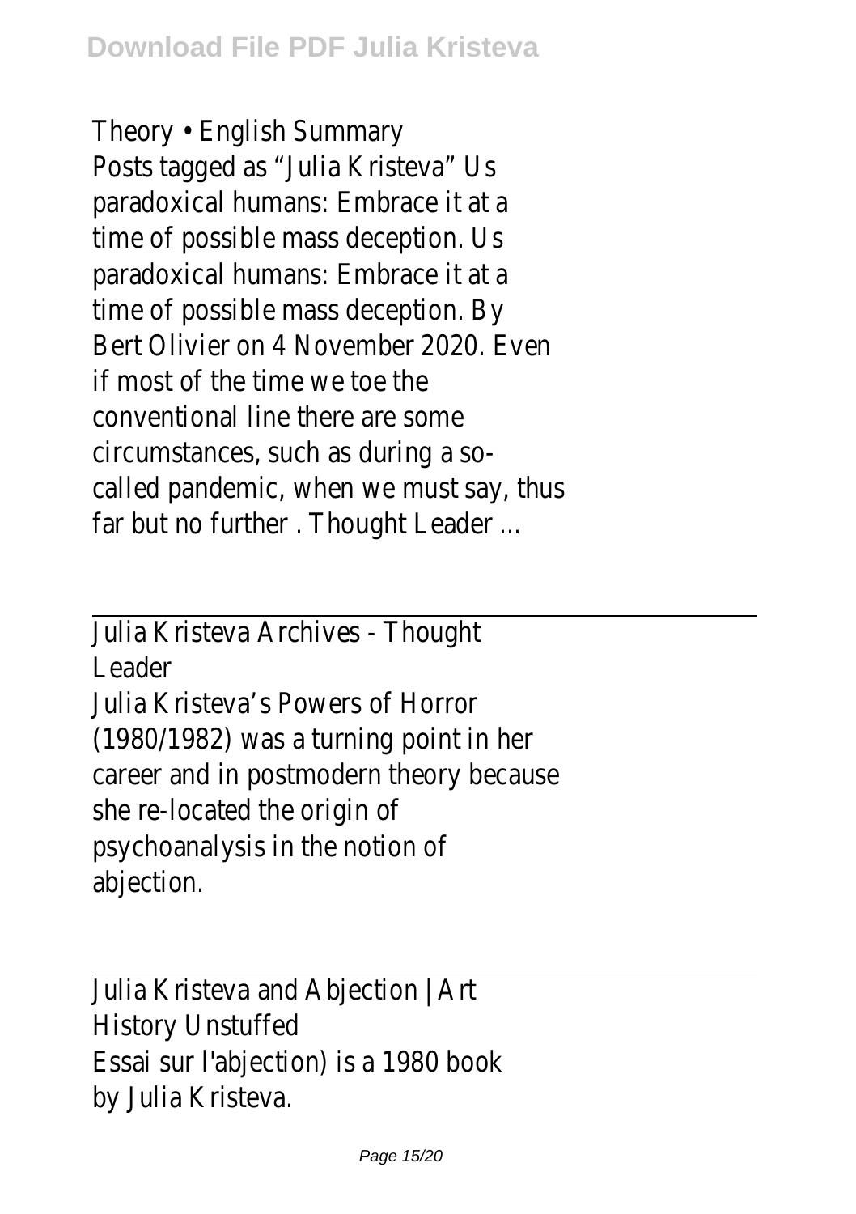Theory • English Summary
Posts tagged as "Julia Kristeva" Us paradoxical humans: Embrace it at a time of possible mass deception. Us paradoxical humans: Embrace it at a time of possible mass deception. By Bert Olivier on 4 November 2020. Even if most of the time we toe the conventional line there are some circumstances, such as during a so-called pandemic, when we must say, thus far but no further . Thought Leader ...

---

Julia Kristeva Archives - Thought Leader
Julia Kristeva's Powers of Horror (1980/1982) was a turning point in her career and in postmodern theory because she re-located the origin of psychoanalysis in the notion of abjection.

---

Julia Kristeva and Abjection | Art History Unstuffed
Essai sur l'abjection) is a 1980 book by Julia Kristeva.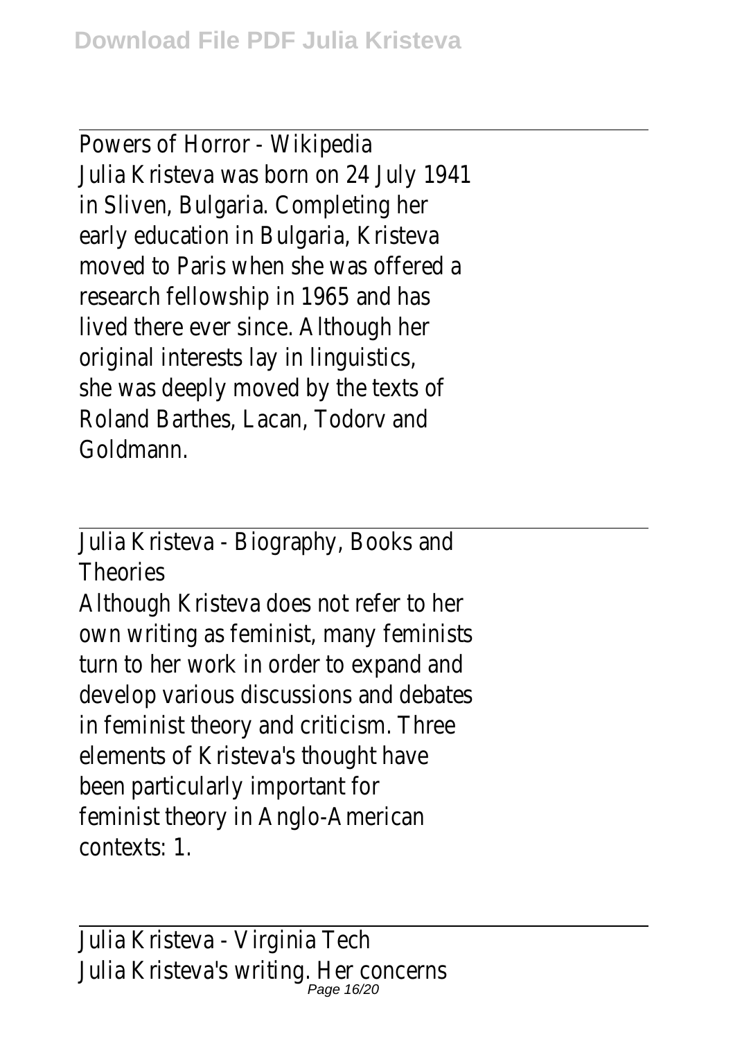Powers of Horror - Wikipedia
Julia Kristeva was born on 24 July 1941 in Sliven, Bulgaria. Completing her early education in Bulgaria, Kristeva moved to Paris when she was offered a research fellowship in 1965 and has lived there ever since. Although her original interests lay in linguistics, she was deeply moved by the texts of Roland Barthes, Lacan, Todorv and Goldmann.

---

Julia Kristeva - Biography, Books and Theories
Although Kristeva does not refer to her own writing as feminist, many feminists turn to her work in order to expand and develop various discussions and debates in feminist theory and criticism. Three elements of Kristeva's thought have been particularly important for feminist theory in Anglo-American contexts: 1.

---

Julia Kristeva - Virginia Tech
Julia Kristeva's writing. Her concerns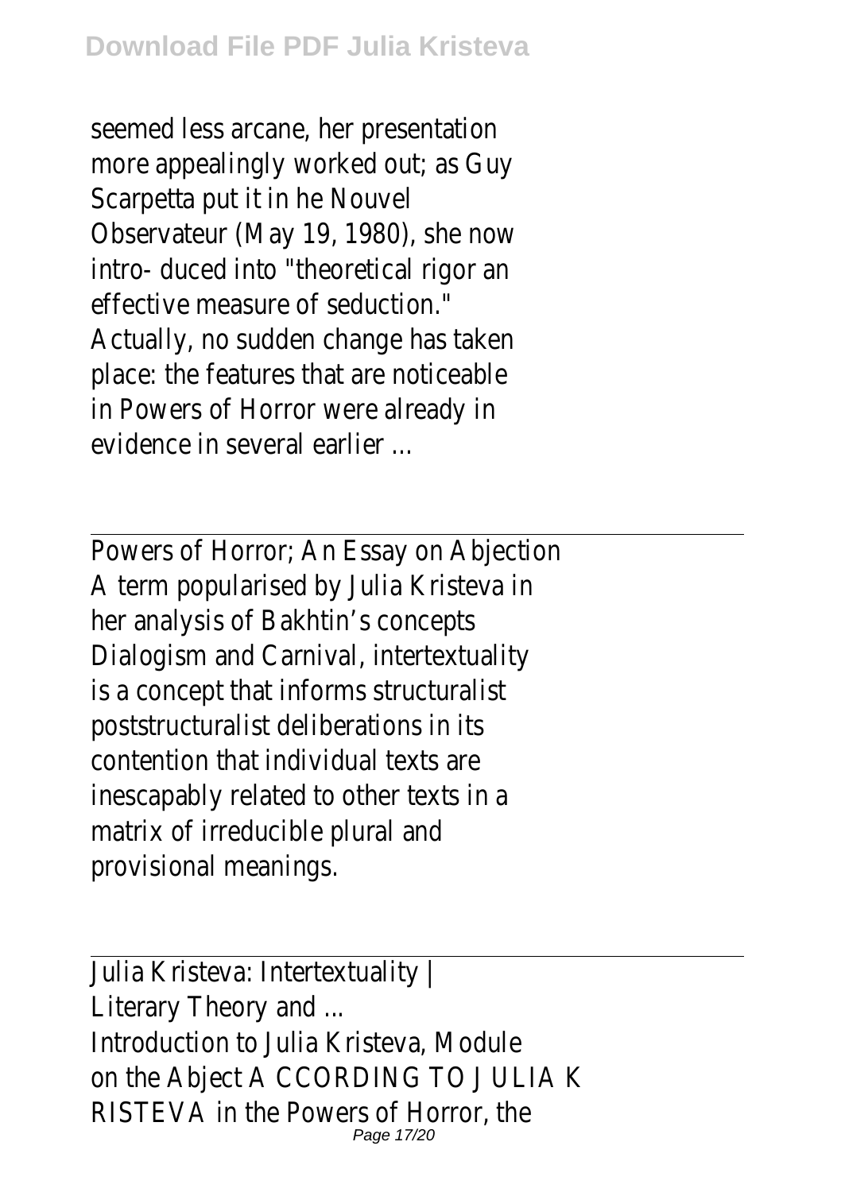seemed less arcane, her presentation more appealingly worked out; as Guy Scarpetta put it in he Nouvel Observateur (May 19, 1980), she now intro- duced into "theoretical rigor an effective measure of seduction." Actually, no sudden change has taken place: the features that are noticeable in Powers of Horror were already in evidence in several earlier ...

Powers of Horror; An Essay on Abjection

A term popularised by Julia Kristeva in her analysis of Bakhtin's concepts Dialogism and Carnival, intertextuality is a concept that informs structuralist poststructuralist deliberations in its contention that individual texts are inescapably related to other texts in a matrix of irreducible plural and provisional meanings.

Julia Kristeva: Intertextuality | Literary Theory and ...

Introduction to Julia Kristeva, Module on the Abject A CCORDING TO J ULIA K RISTEVA in the Powers of Horror, the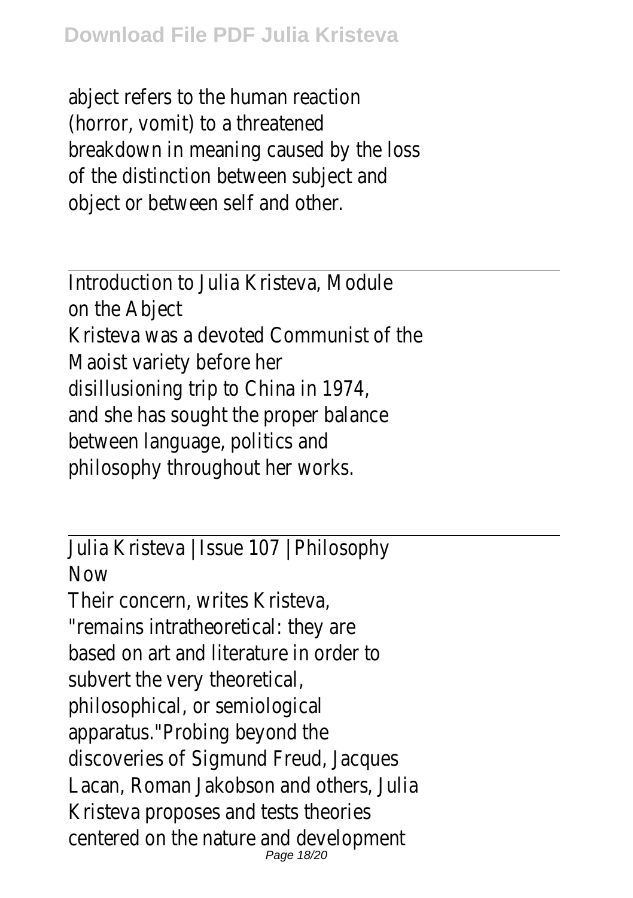abject refers to the human reaction (horror, vomit) to a threatened breakdown in meaning caused by the loss of the distinction between subject and object or between self and other.

---

Introduction to Julia Kristeva, Module on the Abject

Kristeva was a devoted Communist of the Maoist variety before her disillusioning trip to China in 1974, and she has sought the proper balance between language, politics and philosophy throughout her works.

---

Julia Kristeva | Issue 107 | Philosophy Now

Their concern, writes Kristeva, "remains intratheoretical: they are based on art and literature in order to subvert the very theoretical, philosophical, or semiological apparatus."Probing beyond the discoveries of Sigmund Freud, Jacques Lacan, Roman Jakobson and others, Julia Kristeva proposes and tests theories centered on the nature and development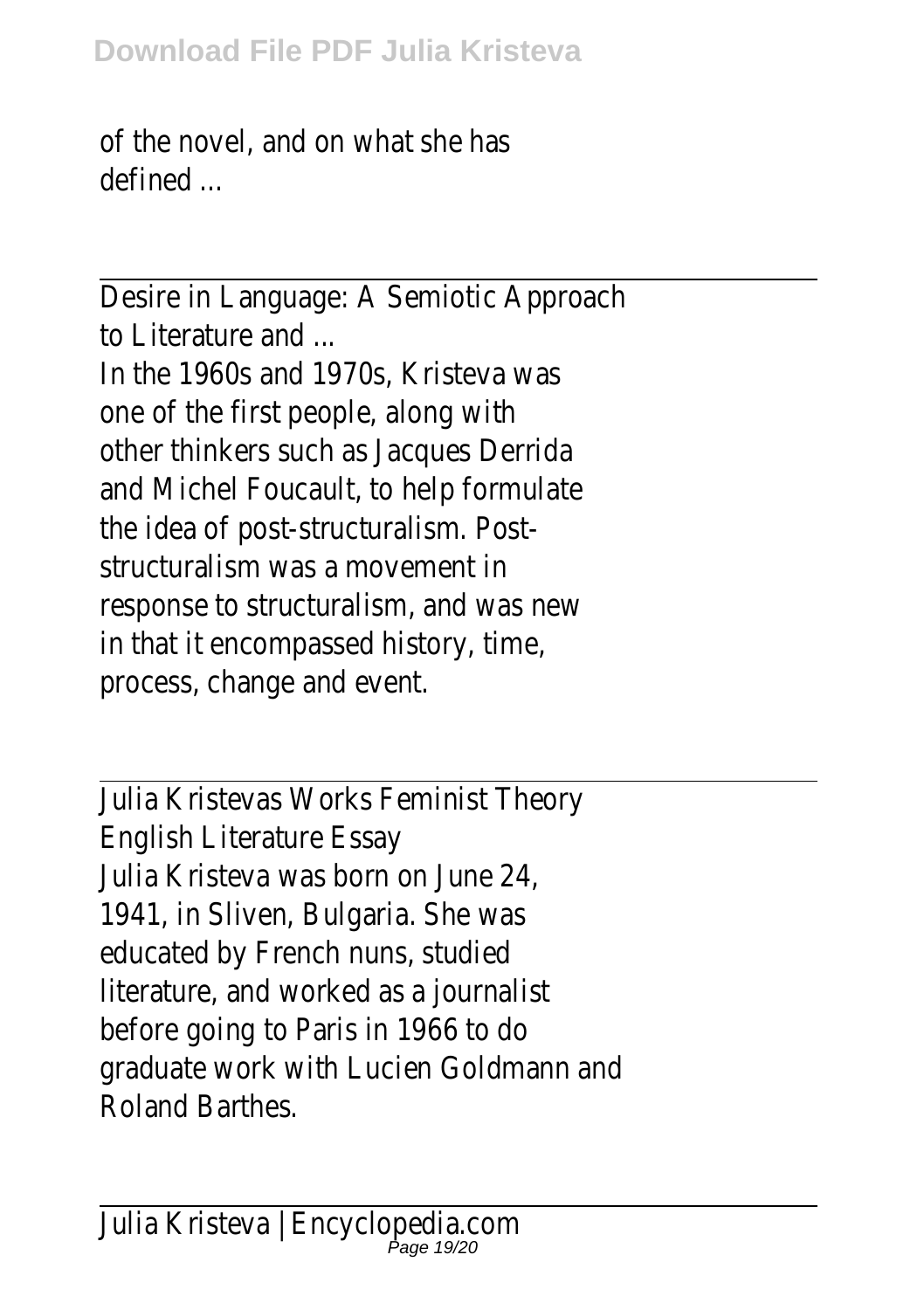of the novel, and on what she has defined ...

---

Desire in Language: A Semiotic Approach to Literature and ...

In the 1960s and 1970s, Kristeva was one of the first people, along with other thinkers such as Jacques Derrida and Michel Foucault, to help formulate the idea of post-structuralism. Post-structuralism was a movement in response to structuralism, and was new in that it encompassed history, time, process, change and event.

---

Julia Kristevas Works Feminist Theory English Literature Essay

Julia Kristeva was born on June 24, 1941, in Sliven, Bulgaria. She was educated by French nuns, studied literature, and worked as a journalist before going to Paris in 1966 to do graduate work with Lucien Goldmann and Roland Barthes.

---

Julia Kristeva | Encyclopedia.com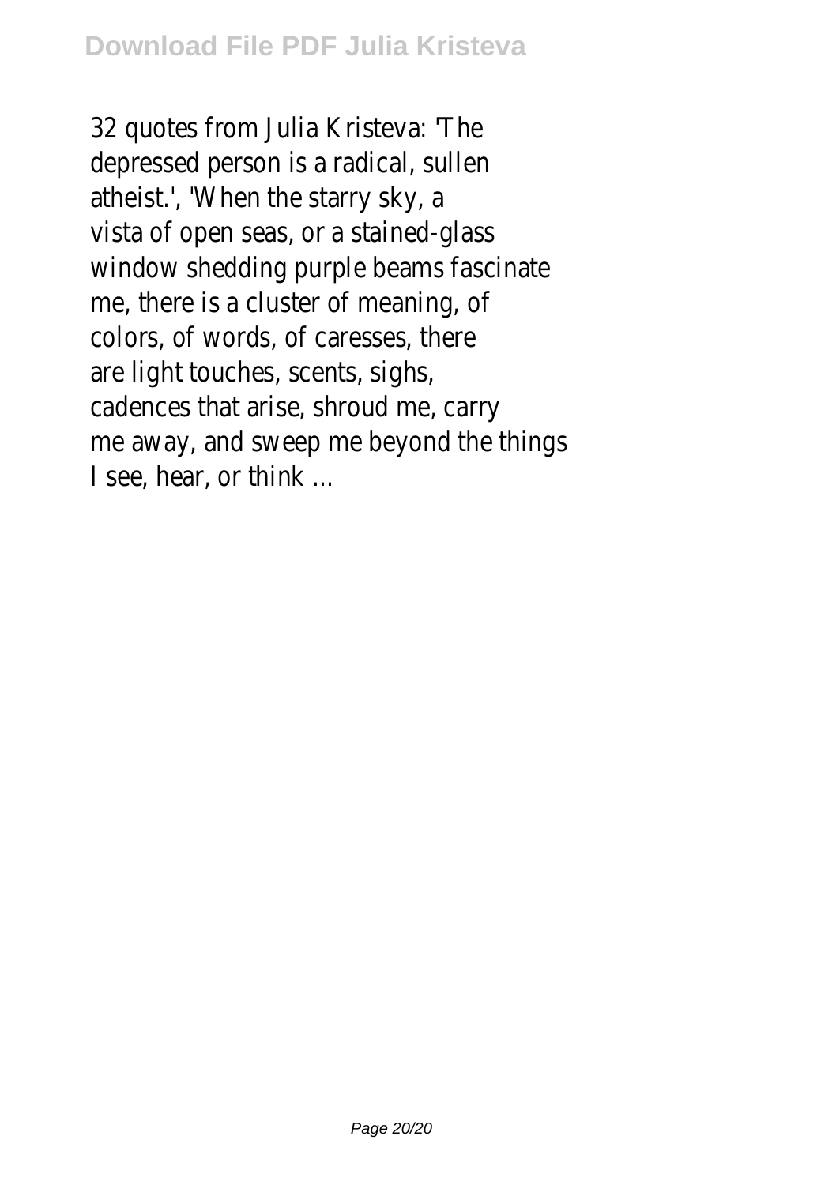32 quotes from Julia Kristeva: 'The depressed person is a radical, sullen atheist.', 'When the starry sky, a vista of open seas, or a stained-glass window shedding purple beams fascinate me, there is a cluster of meaning, of colors, of words, of caresses, there are light touches, scents, sighs, cadences that arise, shroud me, carry me away, and sweep me beyond the things I see, hear, or think ...